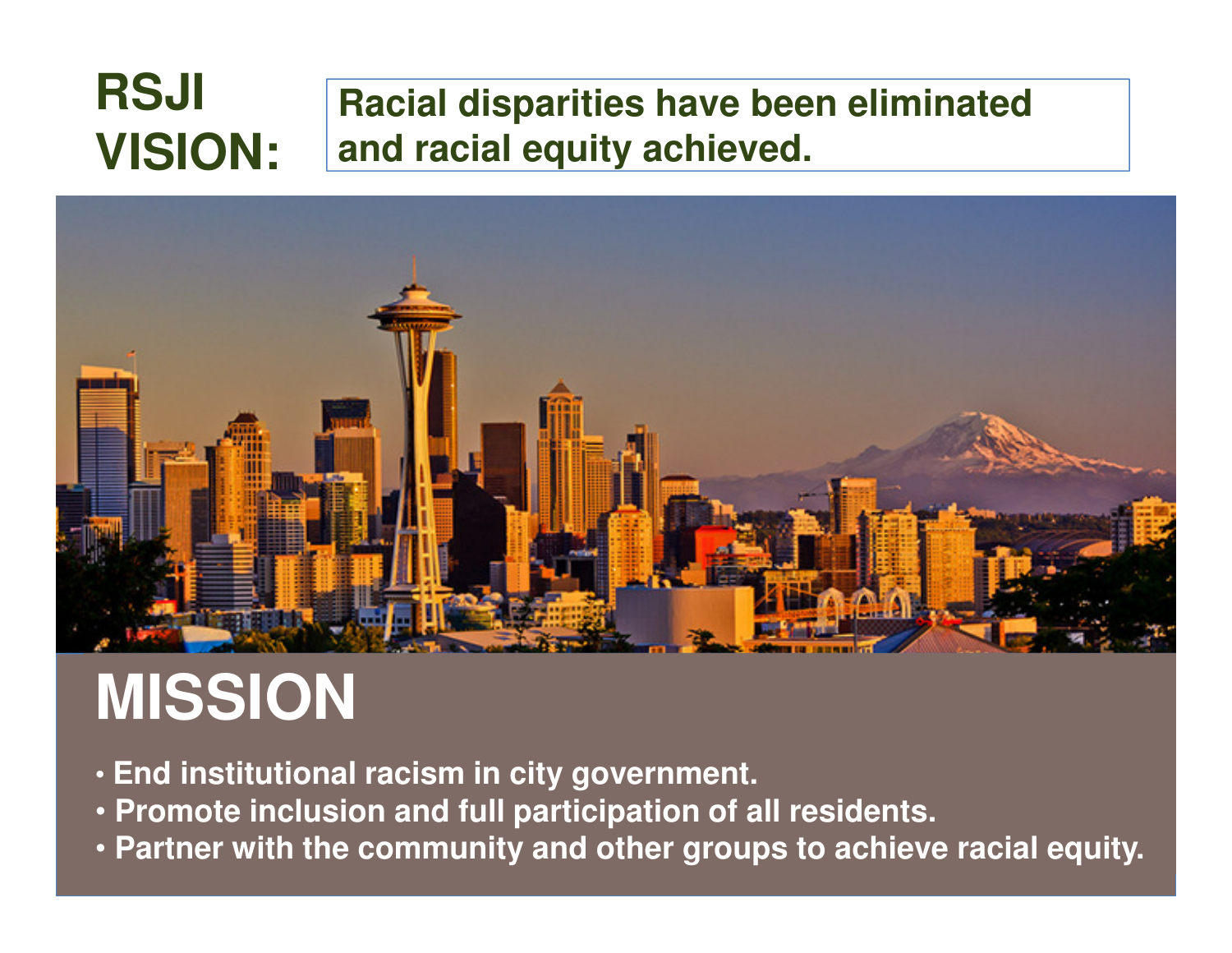# RSJI VISION:

**Racial disparities have been eliminated and racial equity achieved.**

# MISSION

- End institutional racism in city government.
- Promote inclusion and full participation of all residents.
- Partner with the community and other groups to achieve racial equity.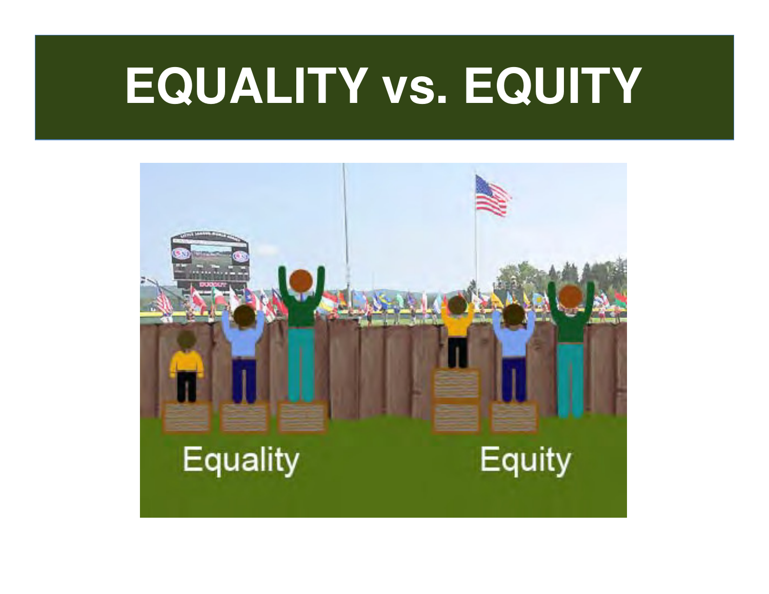# EQUALITY vs. EQUITY

Equality

Equity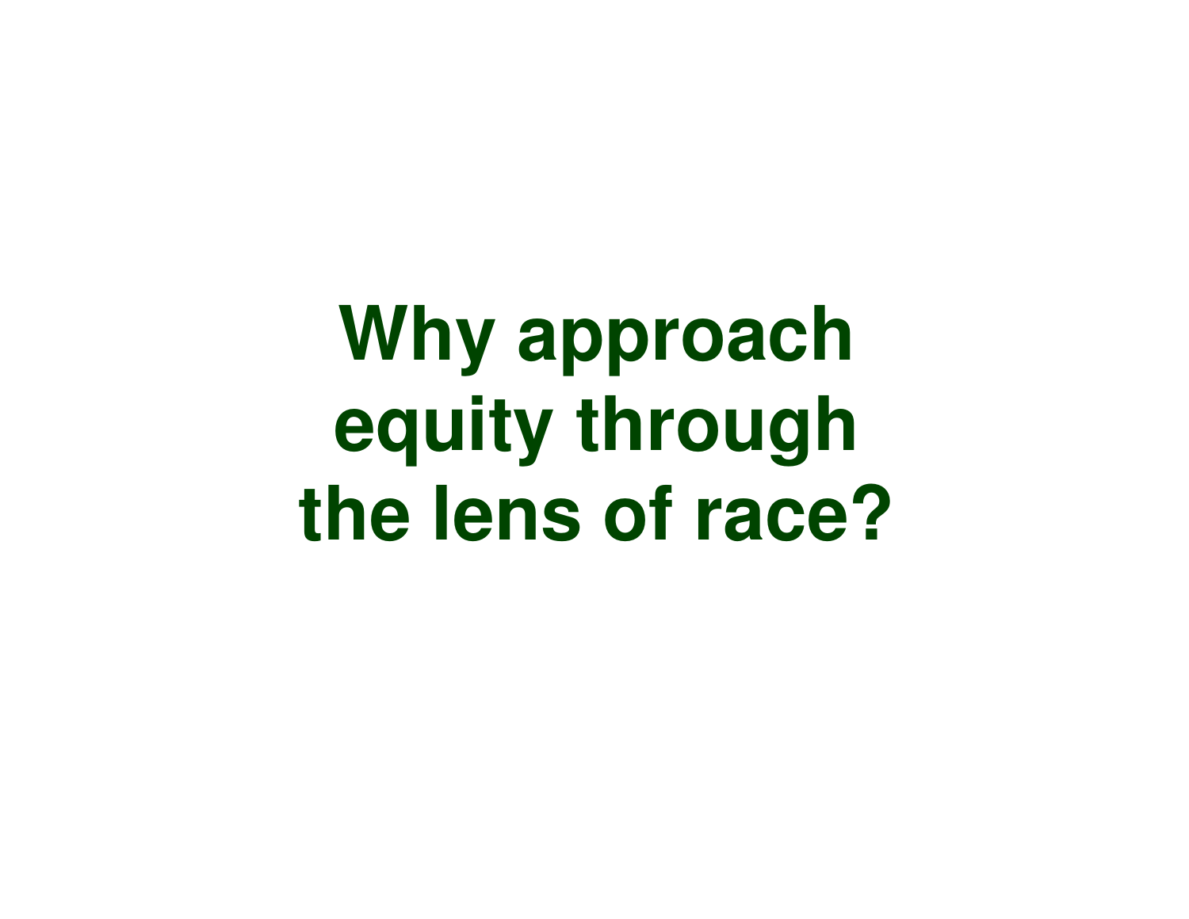# Why approach equity through the lens of race?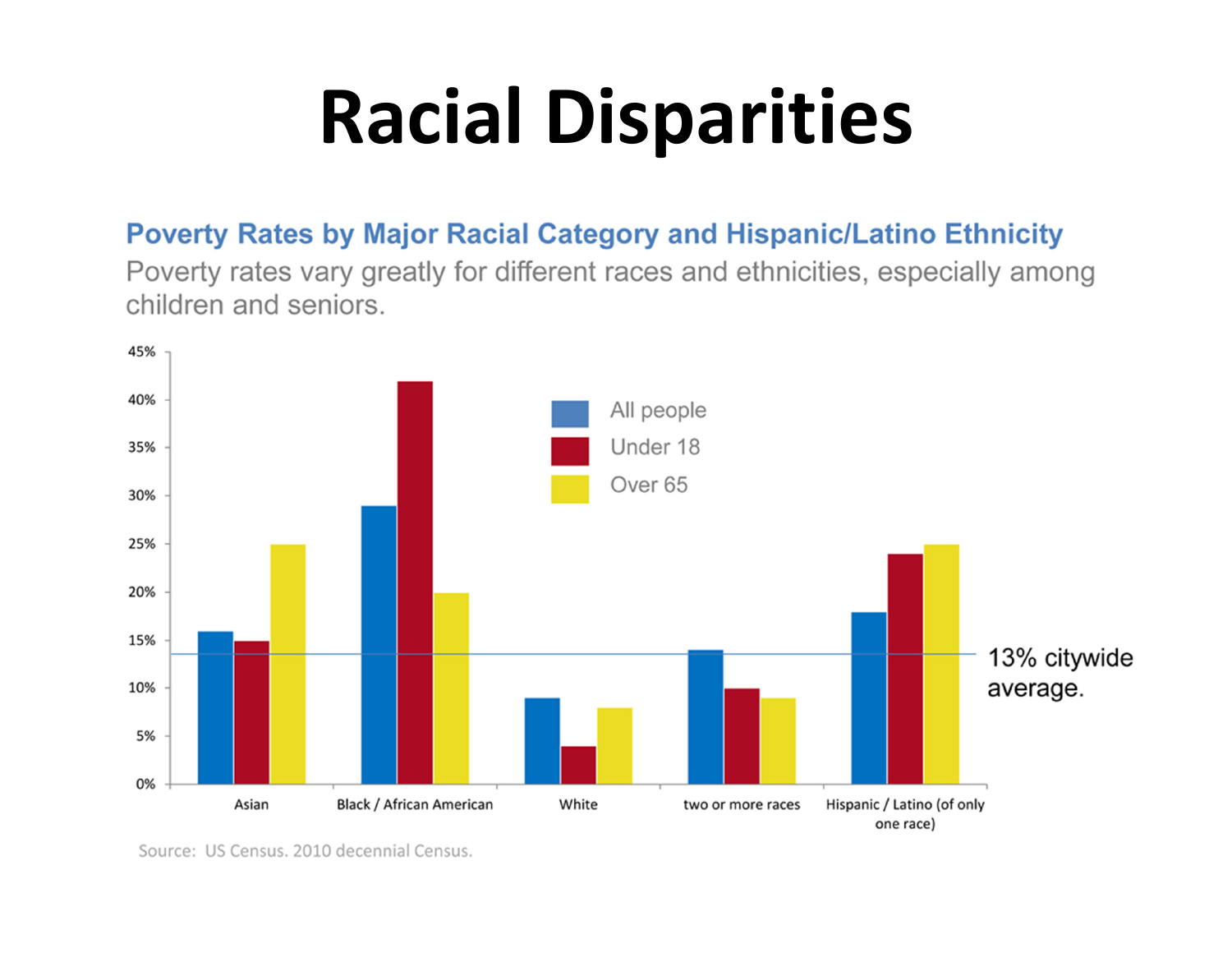# Racial Disparities

**Poverty Rates by Major Racial Category and Hispanic/Latino Ethnicity**

Poverty rates vary greatly for different races and ethnicities, especially among children and seniors.

| | All people | Under 18 | Over 65 |
|---|---|---|---|
| Asian | 16% | 15% | 25% |
| Black / African American | 29% | 42% | 20% |
| White | 9% | 4% | 8% |
| two or more races | 14% | 10% | 9% |
| Hispanic / Latino (of only one race) | 18% | 24% | 25% |

13% citywide average.

Source: US Census. 2010 decennial Census.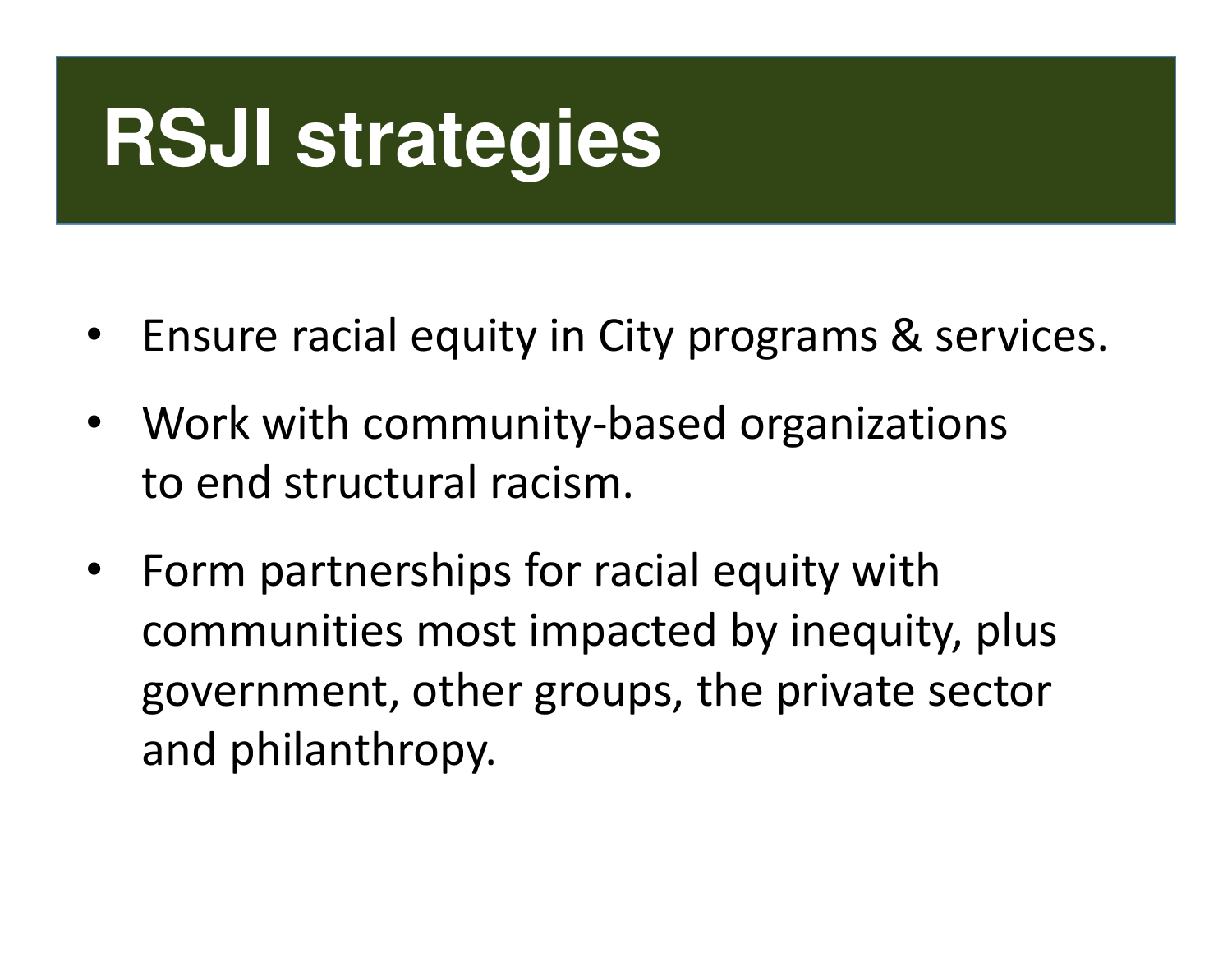# RSJI strategies

- Ensure racial equity in City programs & services.
- Work with community-based organizations to end structural racism.
- Form partnerships for racial equity with communities most impacted by inequity, plus government, other groups, the private sector and philanthropy.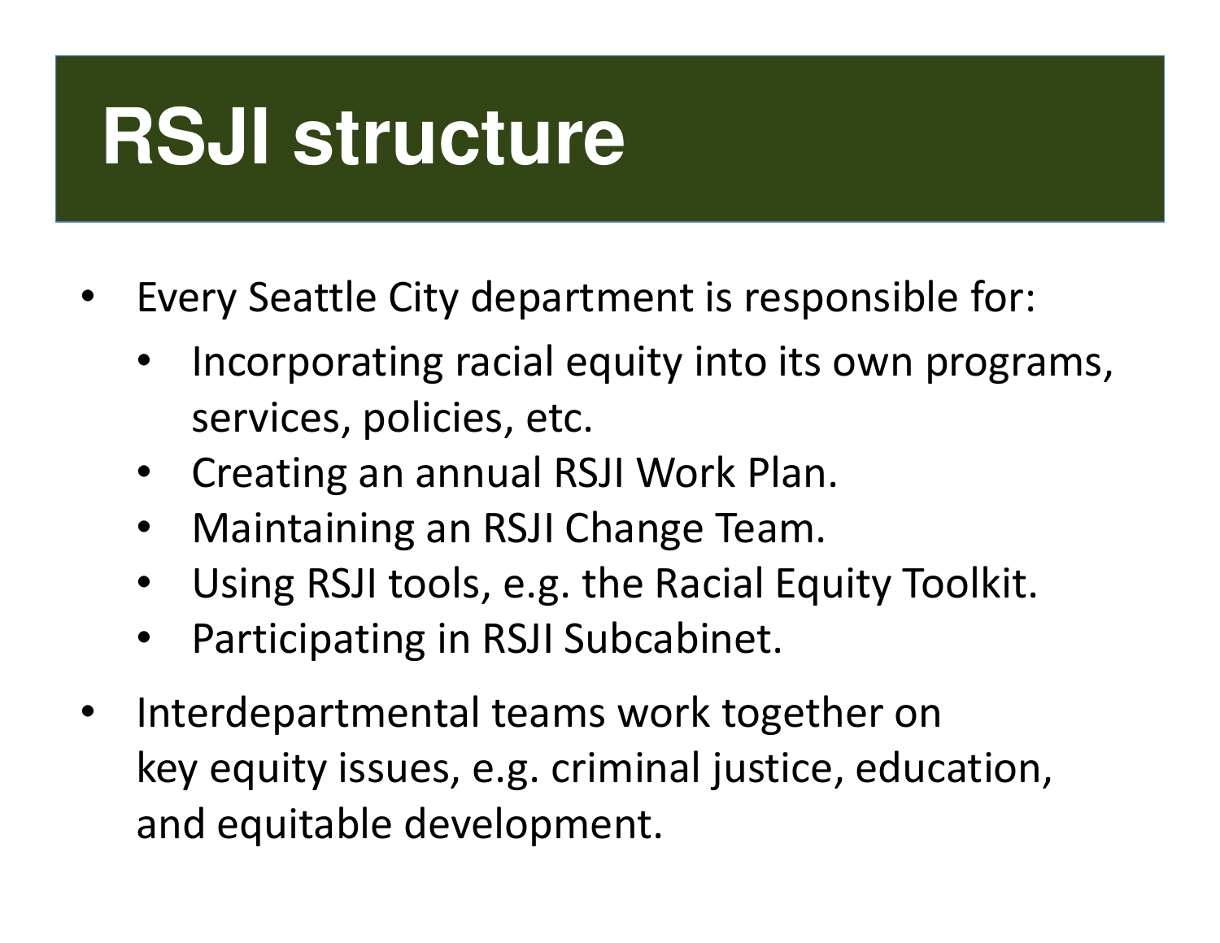# RSJI structure

- Every Seattle City department is responsible for:
  - Incorporating racial equity into its own programs, services, policies, etc.
  - Creating an annual RSJI Work Plan.
  - Maintaining an RSJI Change Team.
  - Using RSJI tools, e.g. the Racial Equity Toolkit.
  - Participating in RSJI Subcabinet.
- Interdepartmental teams work together on key equity issues, e.g. criminal justice, education, and equitable development.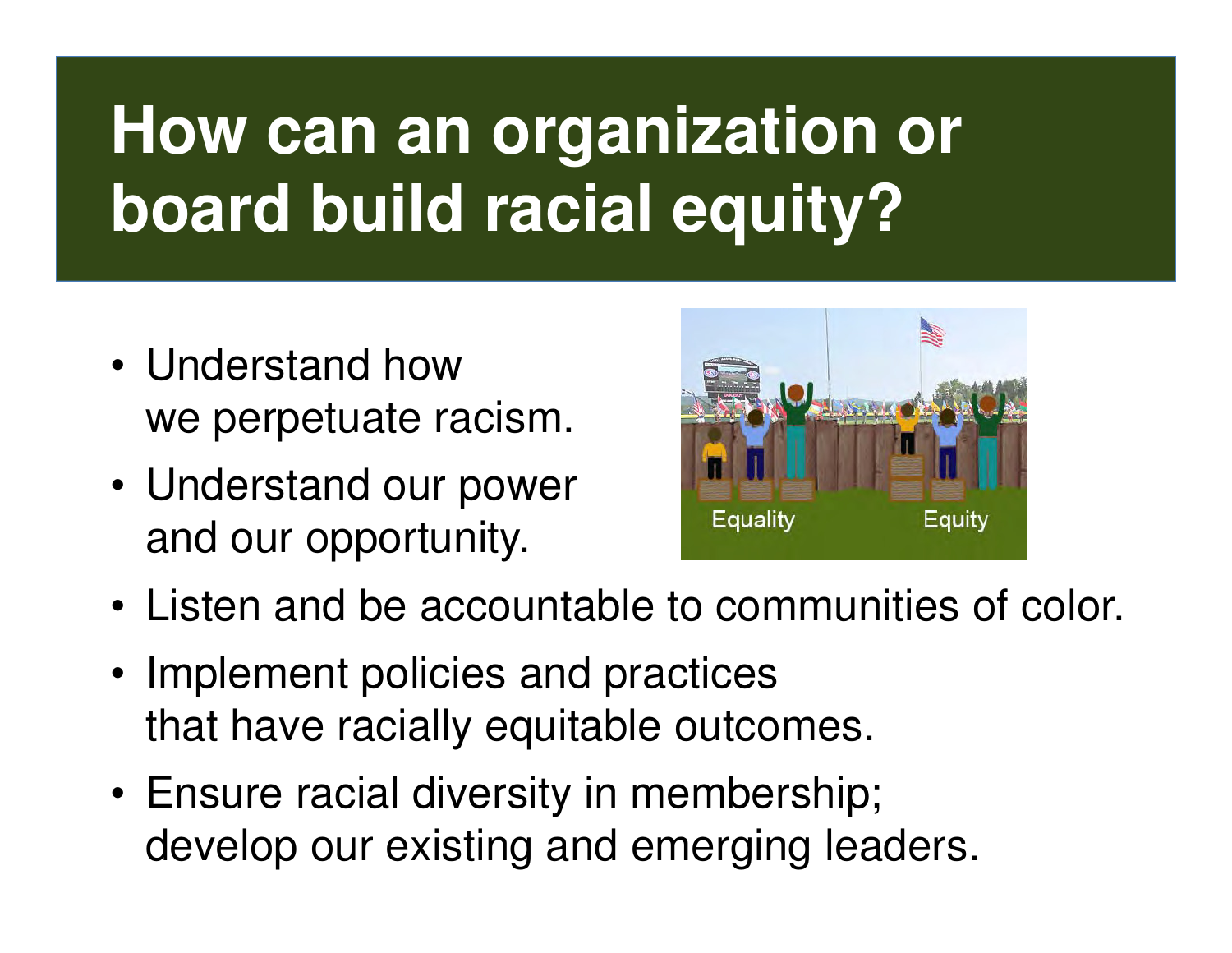# How can an organization or board build racial equity?

- Understand how we perpetuate racism.
- Understand our power and our opportunity.

Equality

Equity

- Listen and be accountable to communities of color.
- Implement policies and practices that have racially equitable outcomes.
- Ensure racial diversity in membership; develop our existing and emerging leaders.